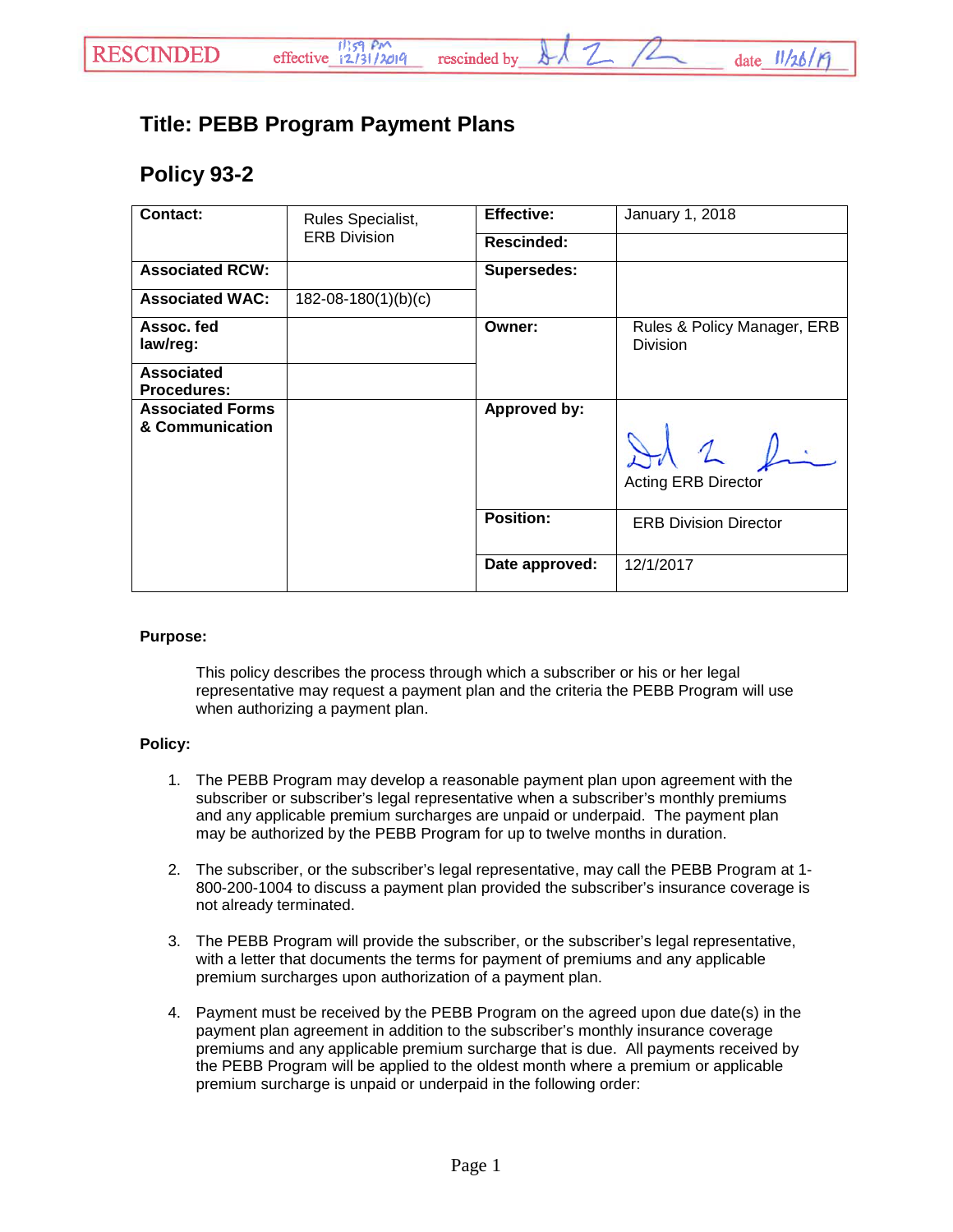RESCINDED effective 11:59 PM 12/31/2019 rescinded by [signature] date 11/26/19

# Title: PEBB Program Payment Plans

# Policy 93-2

| Contact: | Rules Specialist, ERB Division | Effective: | January 1, 2018 |
|---|---|---|---|
| | | Rescinded: | |
| Associated RCW: | | Supersedes: | |
| Associated WAC: | 182-08-180(1)(b)(c) | | |
| Assoc. fed law/reg: | | Owner: | Rules & Policy Manager, ERB Division |
| Associated Procedures: | | | |
| Associated Forms & Communication | | Approved by: | [signature] Acting ERB Director |
| | | Position: | ERB Division Director |
| | | Date approved: | 12/1/2017 |

**Purpose:**

This policy describes the process through which a subscriber or his or her legal representative may request a payment plan and the criteria the PEBB Program will use when authorizing a payment plan.

**Policy:**

1. The PEBB Program may develop a reasonable payment plan upon agreement with the subscriber or subscriber's legal representative when a subscriber's monthly premiums and any applicable premium surcharges are unpaid or underpaid. The payment plan may be authorized by the PEBB Program for up to twelve months in duration.

2. The subscriber, or the subscriber's legal representative, may call the PEBB Program at 1-800-200-1004 to discuss a payment plan provided the subscriber's insurance coverage is not already terminated.

3. The PEBB Program will provide the subscriber, or the subscriber's legal representative, with a letter that documents the terms for payment of premiums and any applicable premium surcharges upon authorization of a payment plan.

4. Payment must be received by the PEBB Program on the agreed upon due date(s) in the payment plan agreement in addition to the subscriber's monthly insurance coverage premiums and any applicable premium surcharge that is due. All payments received by the PEBB Program will be applied to the oldest month where a premium or applicable premium surcharge is unpaid or underpaid in the following order: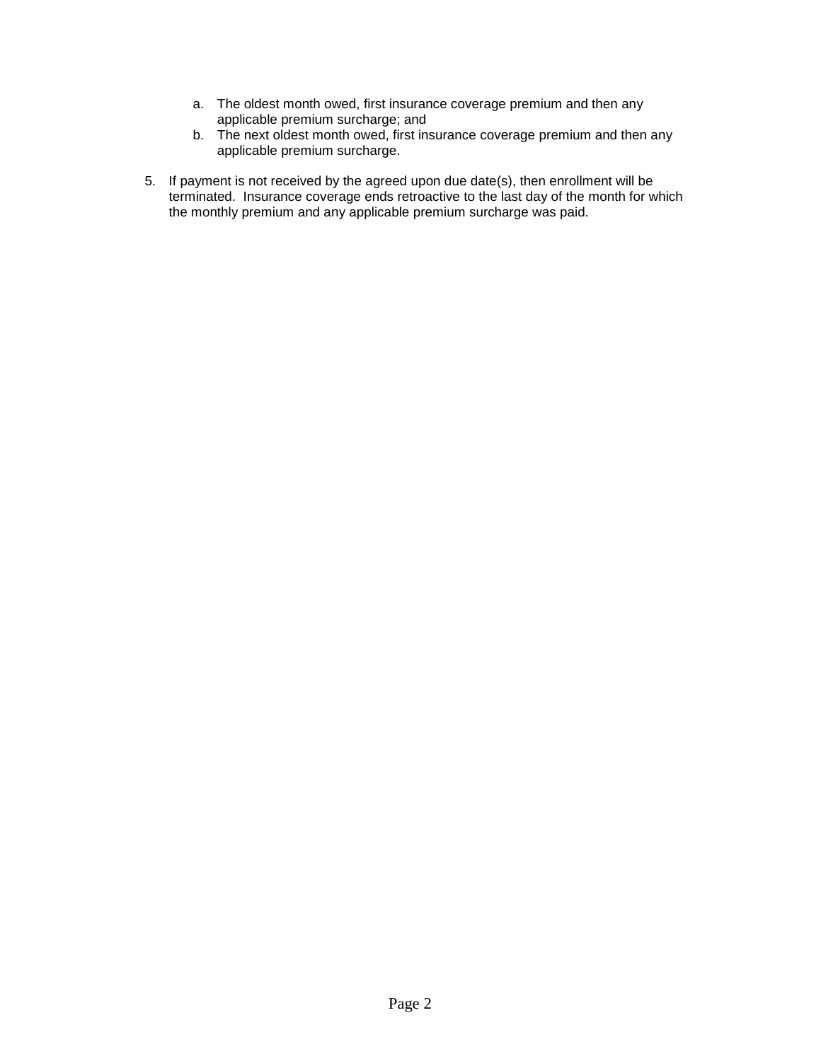a. The oldest month owed, first insurance coverage premium and then any applicable premium surcharge; and
   b. The next oldest month owed, first insurance coverage premium and then any applicable premium surcharge.

5. If payment is not received by the agreed upon due date(s), then enrollment will be terminated. Insurance coverage ends retroactive to the last day of the month for which the monthly premium and any applicable premium surcharge was paid.